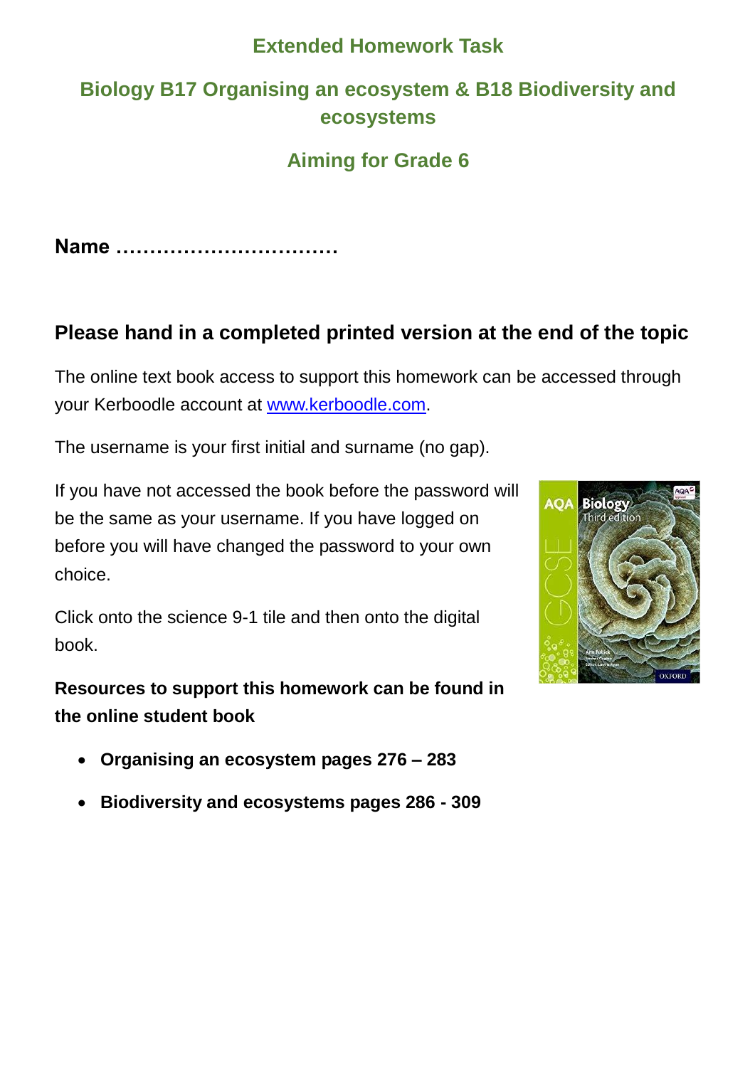# Extended Homework Task

## Biology B17 Organising an ecosystem & B18 Biodiversity and ecosystems

## Aiming for Grade 6

**Name ……………………………**

### Please hand in a completed printed version at the end of the topic

The online text book access to support this homework can be accessed through your Kerboodle account at www.kerboodle.com.

The username is your first initial and surname (no gap).

If you have not accessed the book before the password will be the same as your username. If you have logged on before you will have changed the password to your own choice.

Click onto the science 9-1 tile and then onto the digital book.

**Resources to support this homework can be found in the online student book**

- **Organising an ecosystem pages 276 – 283**
- **Biodiversity and ecosystems pages 286 - 309**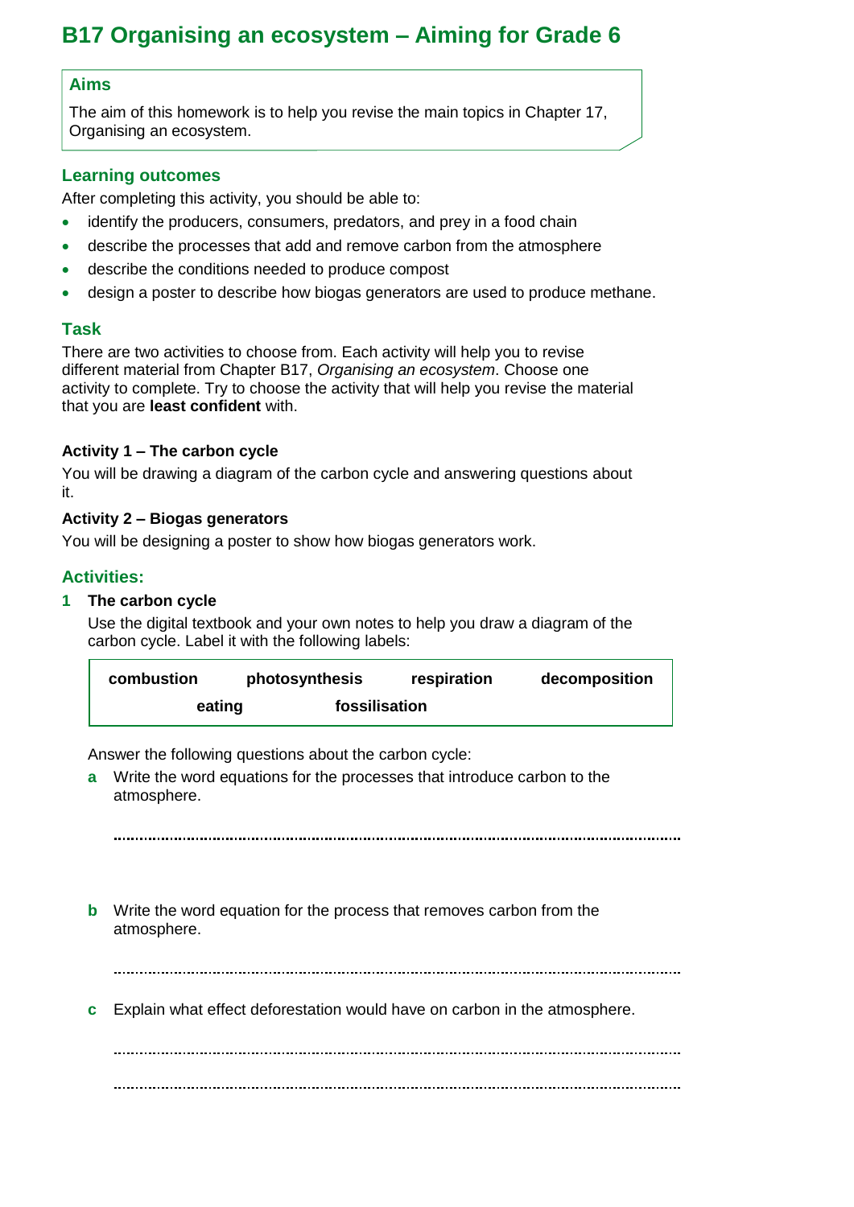# B17 Organising an ecosystem – Aiming for Grade 6

### Aims

The aim of this homework is to help you revise the main topics in Chapter 17, Organising an ecosystem.

## Learning outcomes

After completing this activity, you should be able to:

- identify the producers, consumers, predators, and prey in a food chain
- describe the processes that add and remove carbon from the atmosphere
- describe the conditions needed to produce compost
- design a poster to describe how biogas generators are used to produce methane.

## Task

There are two activities to choose from. Each activity will help you to revise different material from Chapter B17, *Organising an ecosystem*. Choose one activity to complete. Try to choose the activity that will help you revise the material that you are **least confident** with.

#### Activity 1 – The carbon cycle

You will be drawing a diagram of the carbon cycle and answering questions about it.

#### Activity 2 – Biogas generators

You will be designing a poster to show how biogas generators work.

## Activities:

**1 The carbon cycle**

Use the digital textbook and your own notes to help you draw a diagram of the carbon cycle. Label it with the following labels:

| combustion | photosynthesis | respiration | decomposition |
|---|---|---|---|
| eating | fossilisation | | |

Answer the following questions about the carbon cycle:

**a** Write the word equations for the processes that introduce carbon to the atmosphere.

..............................................................................................................................

**b** Write the word equation for the process that removes carbon from the atmosphere.

..............................................................................................................................

**c** Explain what effect deforestation would have on carbon in the atmosphere.

..............................................................................................................................

..............................................................................................................................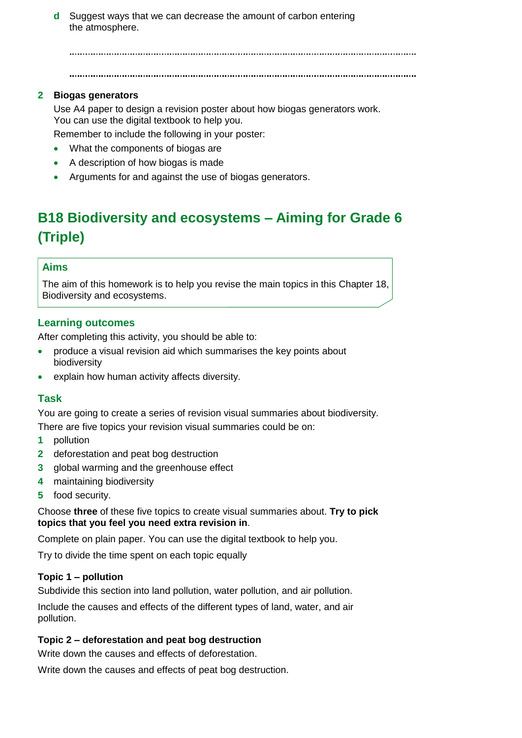**d** Suggest ways that we can decrease the amount of carbon entering the atmosphere.

..................................................................................................................................................

..................................................................................................................................................

**2 Biogas generators**

Use A4 paper to design a revision poster about how biogas generators work. You can use the digital textbook to help you.

Remember to include the following in your poster:

- What the components of biogas are
- A description of how biogas is made
- Arguments for and against the use of biogas generators.

# B18 Biodiversity and ecosystems – Aiming for Grade 6 (Triple)

### Aims

The aim of this homework is to help you revise the main topics in this Chapter 18, Biodiversity and ecosystems.

### Learning outcomes

After completing this activity, you should be able to:

- produce a visual revision aid which summarises the key points about biodiversity
- explain how human activity affects diversity.

### Task

You are going to create a series of revision visual summaries about biodiversity.

There are five topics your revision visual summaries could be on:

1. pollution
2. deforestation and peat bog destruction
3. global warming and the greenhouse effect
4. maintaining biodiversity
5. food security.

Choose **three** of these five topics to create visual summaries about. **Try to pick topics that you feel you need extra revision in**.

Complete on plain paper. You can use the digital textbook to help you.

Try to divide the time spent on each topic equally

**Topic 1 – pollution**

Subdivide this section into land pollution, water pollution, and air pollution.

Include the causes and effects of the different types of land, water, and air pollution.

**Topic 2 – deforestation and peat bog destruction**

Write down the causes and effects of deforestation.

Write down the causes and effects of peat bog destruction.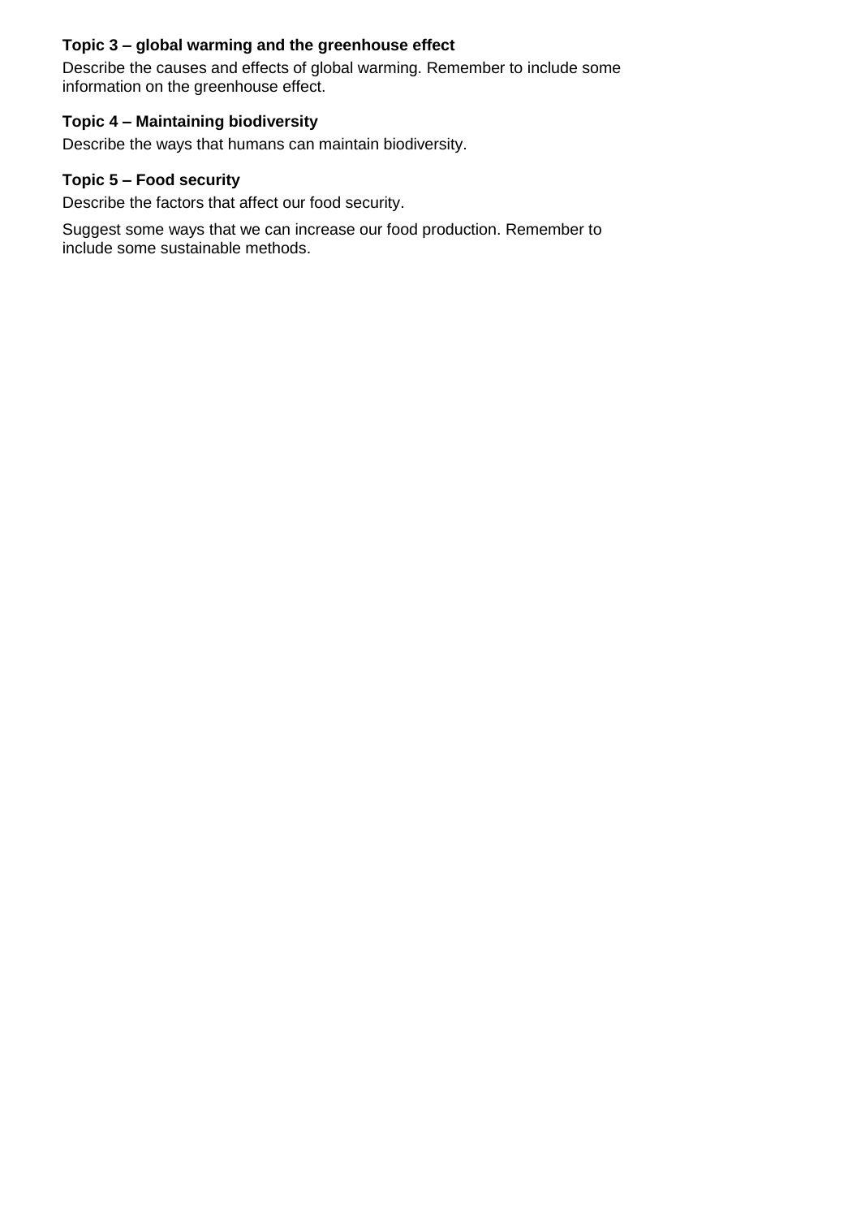**Topic 3 – global warming and the greenhouse effect**

Describe the causes and effects of global warming. Remember to include some information on the greenhouse effect.

**Topic 4 – Maintaining biodiversity**

Describe the ways that humans can maintain biodiversity.

**Topic 5 – Food security**

Describe the factors that affect our food security.

Suggest some ways that we can increase our food production. Remember to include some sustainable methods.